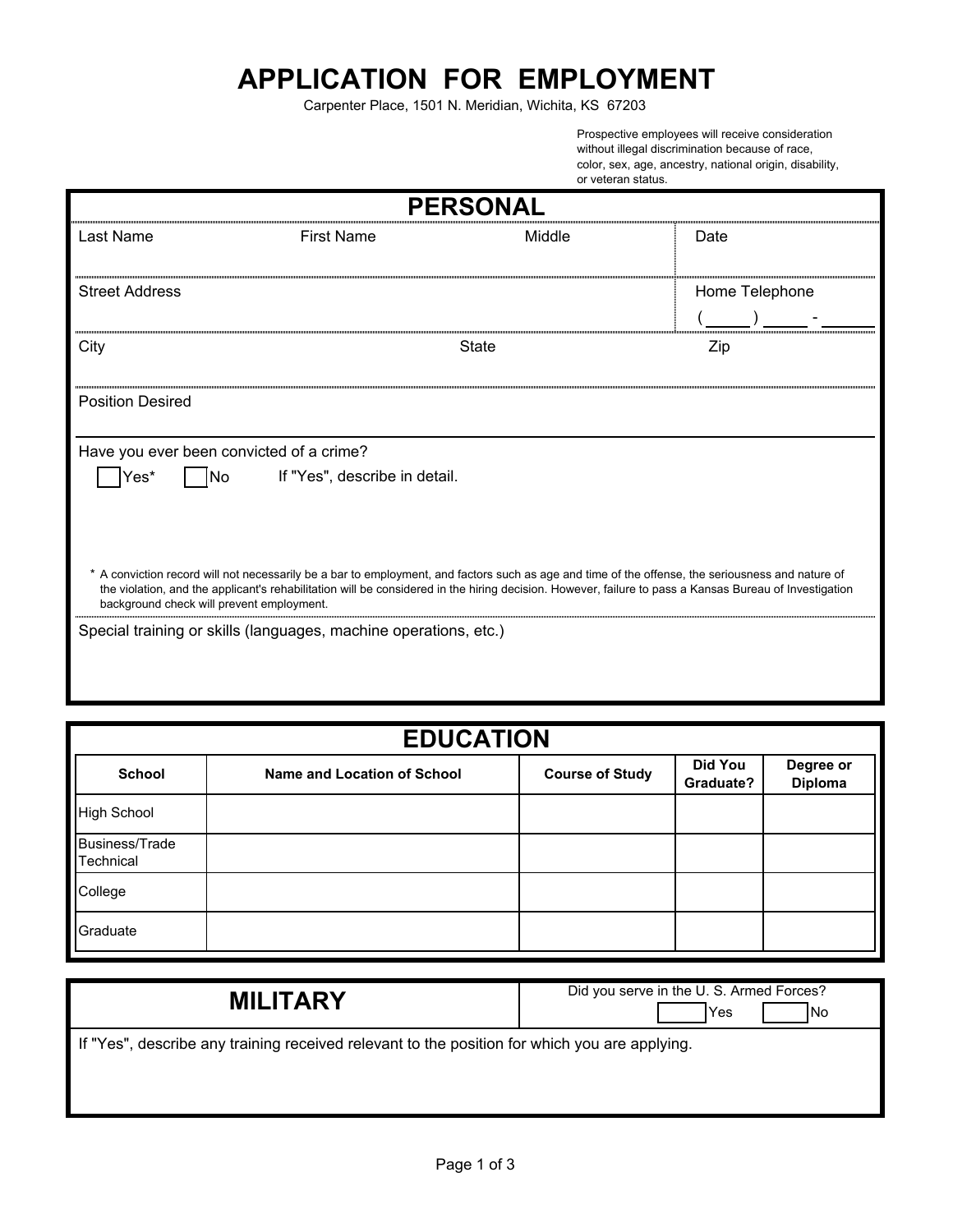# APPLICATION FOR EMPLOYMENT

Carpenter Place, 1501 N. Meridian, Wichita, KS 67203

Prospective employees will receive consideration without illegal discrimination because of race, color, sex, age, ancestry, national origin, disability, or veteran status.

## PERSONAL

| Last Name | First Name | Middle | Date |
|---|---|---|---|
| | | | |

| Street Address | Home Telephone |
|---|---|
| | ( ____ ) ____ - ____ |

| City | State | Zip |
|---|---|---|
| | | |

Position Desired

Have you ever been convicted of a crime?

☐ Yes* ☐ No If "Yes", describe in detail.

\* A conviction record will not necessarily be a bar to employment, and factors such as age and time of the offense, the seriousness and nature of the violation, and the applicant's rehabilitation will be considered in the hiring decision. However, failure to pass a Kansas Bureau of Investigation background check will prevent employment.

Special training or skills (languages, machine operations, etc.)

## EDUCATION

| School | Name and Location of School | Course of Study | Did You Graduate? | Degree or Diploma |
|---|---|---|---|---|
| High School | | | | |
| Business/Trade Technical | | | | |
| College | | | | |
| Graduate | | | | |

## MILITARY

Did you serve in the U. S. Armed Forces? ☐ Yes ☐ No

If "Yes", describe any training received relevant to the position for which you are applying.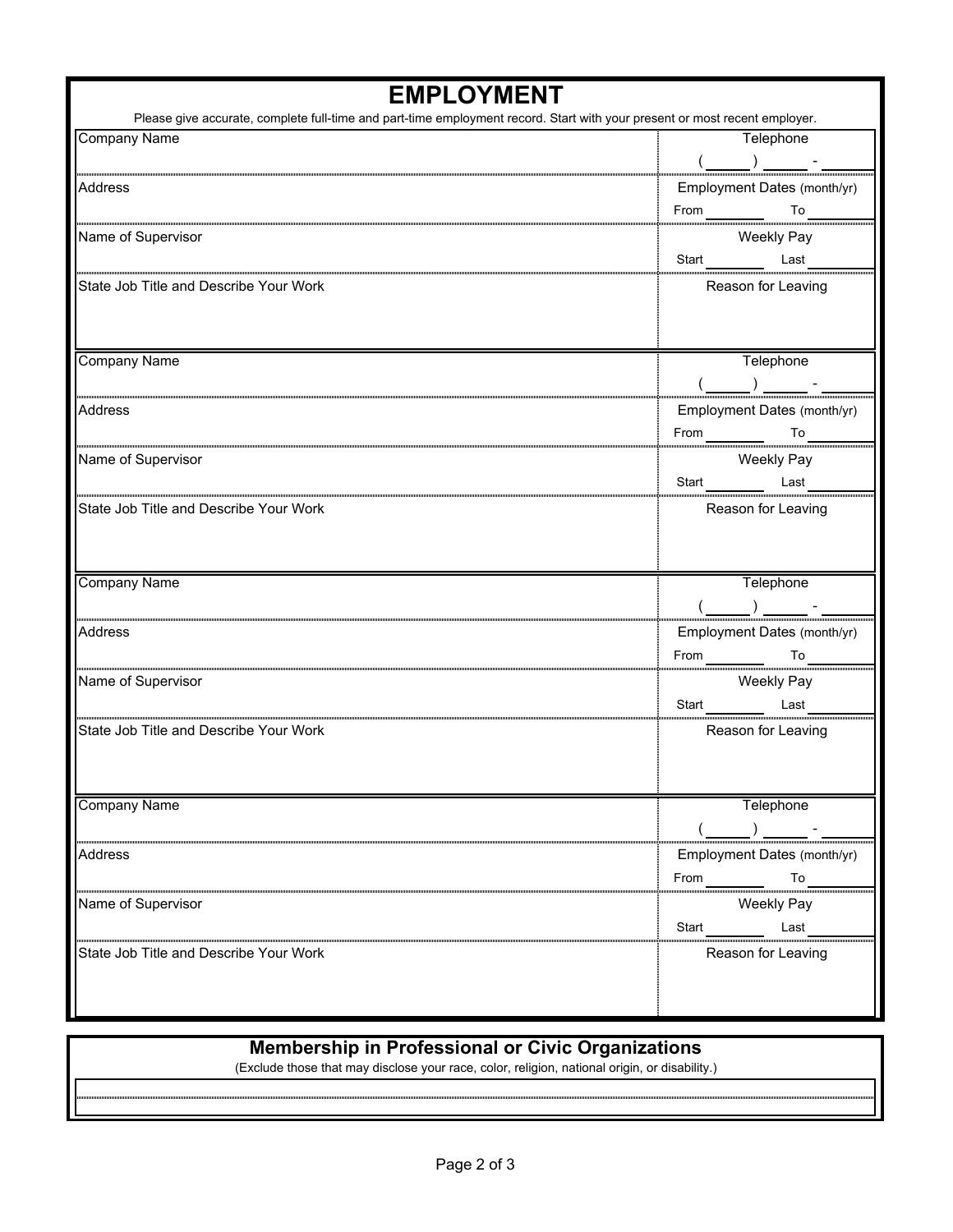# EMPLOYMENT

Please give accurate, complete full-time and part-time employment record. Start with your present or most recent employer.

| Company Name | Telephone ( ____ ) ____ - ____ |
|---|---|
| Address | Employment Dates (month/yr) From ____ To ____ |
| Name of Supervisor | Weekly Pay Start ____ Last ____ |
| State Job Title and Describe Your Work | Reason for Leaving |

| Company Name | Telephone ( ____ ) ____ - ____ |
|---|---|
| Address | Employment Dates (month/yr) From ____ To ____ |
| Name of Supervisor | Weekly Pay Start ____ Last ____ |
| State Job Title and Describe Your Work | Reason for Leaving |

| Company Name | Telephone ( ____ ) ____ - ____ |
|---|---|
| Address | Employment Dates (month/yr) From ____ To ____ |
| Name of Supervisor | Weekly Pay Start ____ Last ____ |
| State Job Title and Describe Your Work | Reason for Leaving |

| Company Name | Telephone ( ____ ) ____ - ____ |
|---|---|
| Address | Employment Dates (month/yr) From ____ To ____ |
| Name of Supervisor | Weekly Pay Start ____ Last ____ |
| State Job Title and Describe Your Work | Reason for Leaving |

## Membership in Professional or Civic Organizations

(Exclude those that may disclose your race, color, religion, national origin, or disability.)

______________________________

______________________________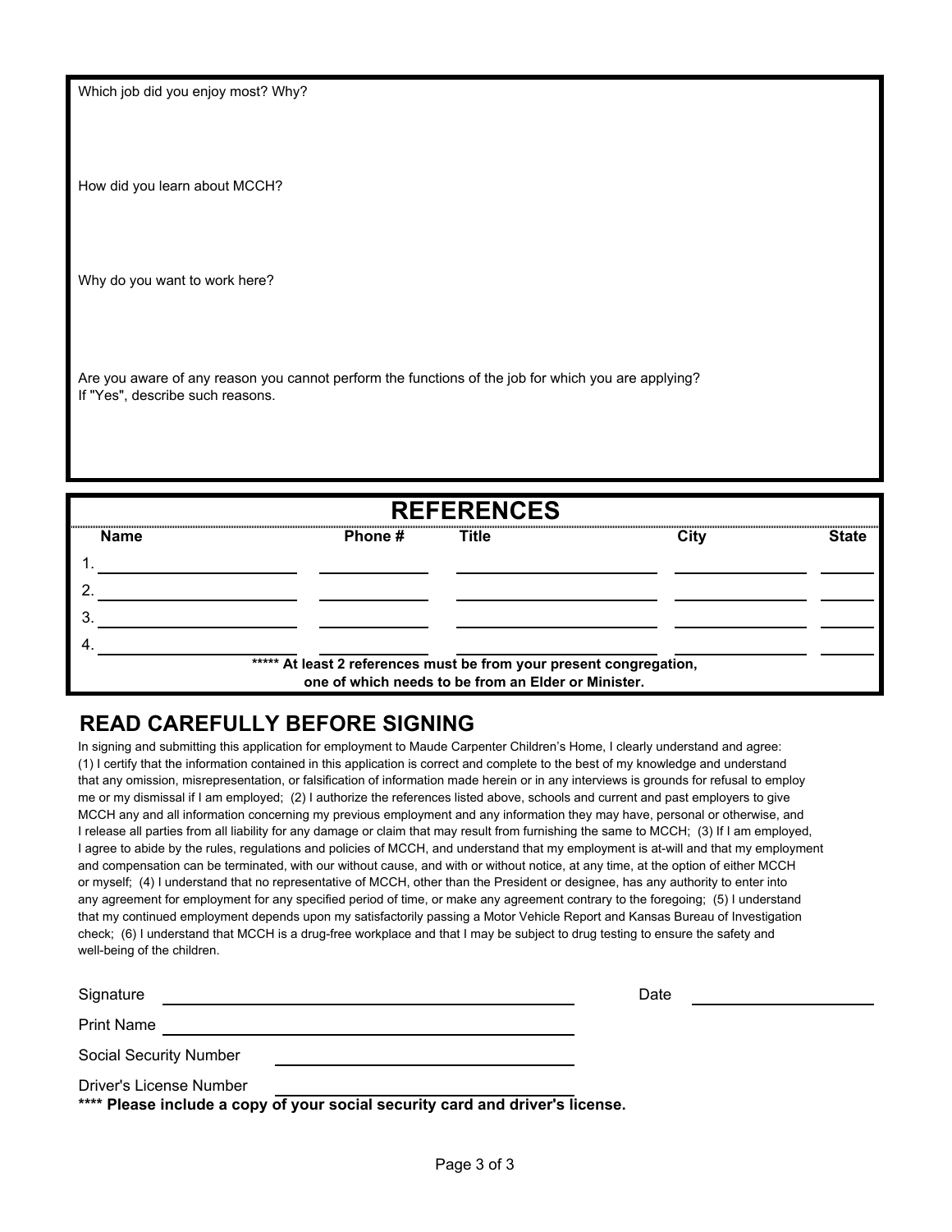Which job did you enjoy most? Why?

How did you learn about MCCH?

Why do you want to work here?

Are you aware of any reason you cannot perform the functions of the job for which you are applying?
If "Yes", describe such reasons.

## REFERENCES

| | Name | Phone # | Title | City | State |
|---|---|---|---|---|---|
| 1. | | | | | |
| 2. | | | | | |
| 3. | | | | | |
| 4. | | | | | |

**\*\*\*\*\* At least 2 references must be from your present congregation, one of which needs to be from an Elder or Minister.**

## READ CAREFULLY BEFORE SIGNING

In signing and submitting this application for employment to Maude Carpenter Children's Home, I clearly understand and agree: (1) I certify that the information contained in this application is correct and complete to the best of my knowledge and understand that any omission, misrepresentation, or falsification of information made herein or in any interviews is grounds for refusal to employ me or my dismissal if I am employed; (2) I authorize the references listed above, schools and current and past employers to give MCCH any and all information concerning my previous employment and any information they may have, personal or otherwise, and I release all parties from all liability for any damage or claim that may result from furnishing the same to MCCH; (3) If I am employed, I agree to abide by the rules, regulations and policies of MCCH, and understand that my employment is at-will and that my employment and compensation can be terminated, with our without cause, and with or without notice, at any time, at the option of either MCCH or myself; (4) I understand that no representative of MCCH, other than the President or designee, has any authority to enter into any agreement for employment for any specified period of time, or make any agreement contrary to the foregoing; (5) I understand that my continued employment depends upon my satisfactorily passing a Motor Vehicle Report and Kansas Bureau of Investigation check; (6) I understand that MCCH is a drug-free workplace and that I may be subject to drug testing to ensure the safety and well-being of the children.

Signature ______________________________ Date ______________

Print Name ______________________________

Social Security Number ______________________________

Driver's License Number ______________________________

**\*\*\*\* Please include a copy of your social security card and driver's license.**